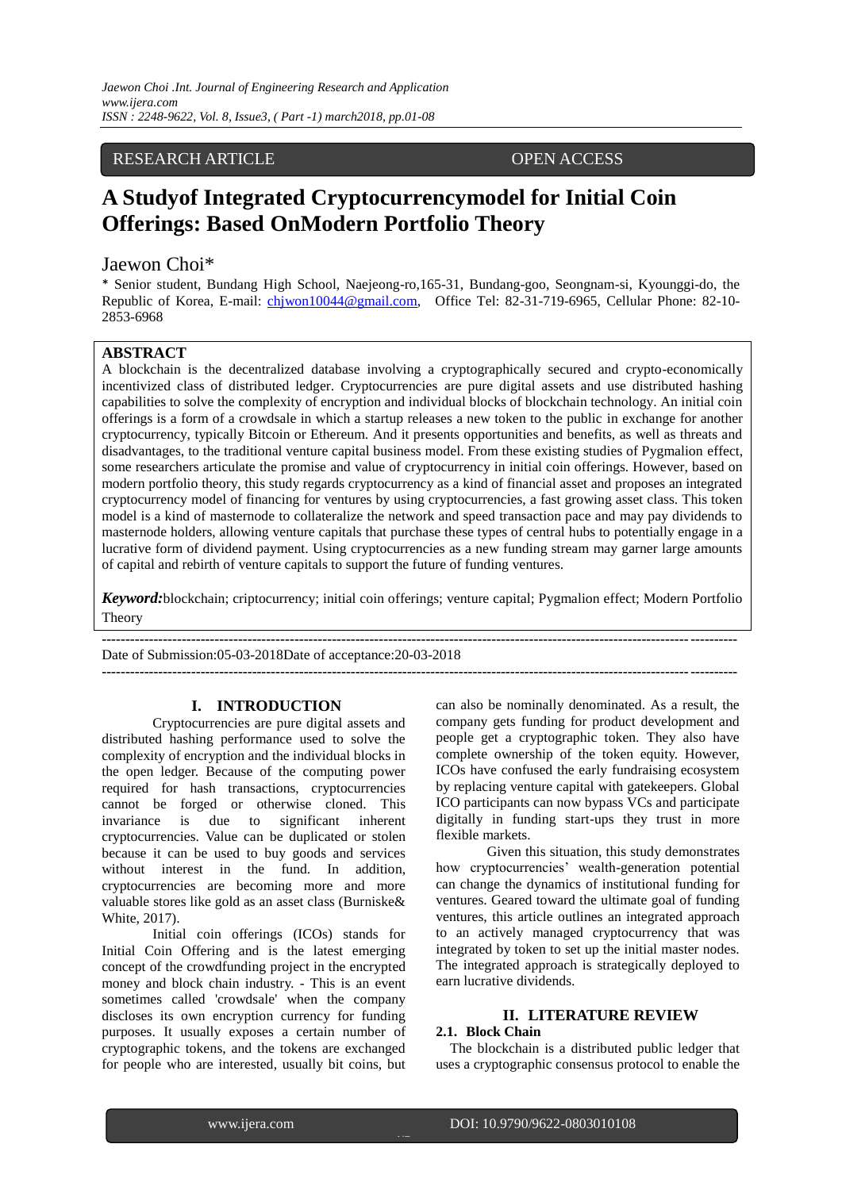RESEARCH ARTICLE OPEN ACCESS

# A Studyof Integrated Cryptocurrencymodel for Initial Coin Offerings: Based OnModern Portfolio Theory

Jaewon Choi*

* Senior student, Bundang High School, Naejeong-ro,165-31, Bundang-goo, Seongnam-si, Kyounggi-do, the Republic of Korea, E-mail: chjwon10044@gmail.com, Office Tel: 82-31-719-6965, Cellular Phone: 82-10-2853-6968

## ABSTRACT

A blockchain is the decentralized database involving a cryptographically secured and crypto-economically incentivized class of distributed ledger. Cryptocurrencies are pure digital assets and use distributed hashing capabilities to solve the complexity of encryption and individual blocks of blockchain technology. An initial coin offerings is a form of a crowdsale in which a startup releases a new token to the public in exchange for another cryptocurrency, typically Bitcoin or Ethereum. And it presents opportunities and benefits, as well as threats and disadvantages, to the traditional venture capital business model. From these existing studies of Pygmalion effect, some researchers articulate the promise and value of cryptocurrency in initial coin offerings. However, based on modern portfolio theory, this study regards cryptocurrency as a kind of financial asset and proposes an integrated cryptocurrency model of financing for ventures by using cryptocurrencies, a fast growing asset class. This token model is a kind of masternode to collateralize the network and speed transaction pace and may pay dividends to masternode holders, allowing venture capitals that purchase these types of central hubs to potentially engage in a lucrative form of dividend payment. Using cryptocurrencies as a new funding stream may garner large amounts of capital and rebirth of venture capitals to support the future of funding ventures.

***Keyword:***blockchain; criptocurrency; initial coin offerings; venture capital; Pygmalion effect; Modern Portfolio Theory

---

Date of Submission:05-03-2018Date of acceptance:20-03-2018

---

## I. INTRODUCTION

Cryptocurrencies are pure digital assets and distributed hashing performance used to solve the complexity of encryption and the individual blocks in the open ledger. Because of the computing power required for hash transactions, cryptocurrencies cannot be forged or otherwise cloned. This invariance is due to significant inherent cryptocurrencies. Value can be duplicated or stolen because it can be used to buy goods and services without interest in the fund. In addition, cryptocurrencies are becoming more and more valuable stores like gold as an asset class (Burniske& White, 2017).

Initial coin offerings (ICOs) stands for Initial Coin Offering and is the latest emerging concept of the crowdfunding project in the encrypted money and block chain industry. - This is an event sometimes called 'crowdsale' when the company discloses its own encryption currency for funding purposes. It usually exposes a certain number of cryptographic tokens, and the tokens are exchanged for people who are interested, usually bit coins, but can also be nominally denominated. As a result, the company gets funding for product development and people get a cryptographic token. They also have complete ownership of the token equity. However, ICOs have confused the early fundraising ecosystem by replacing venture capital with gatekeepers. Global ICO participants can now bypass VCs and participate digitally in funding start-ups they trust in more flexible markets.

Given this situation, this study demonstrates how cryptocurrencies' wealth-generation potential can change the dynamics of institutional funding for ventures. Geared toward the ultimate goal of funding ventures, this article outlines an integrated approach to an actively managed cryptocurrency that was integrated by token to set up the initial master nodes. The integrated approach is strategically deployed to earn lucrative dividends.

## II. LITERATURE REVIEW

### 2.1. Block Chain

The blockchain is a distributed public ledger that uses a cryptographic consensus protocol to enable the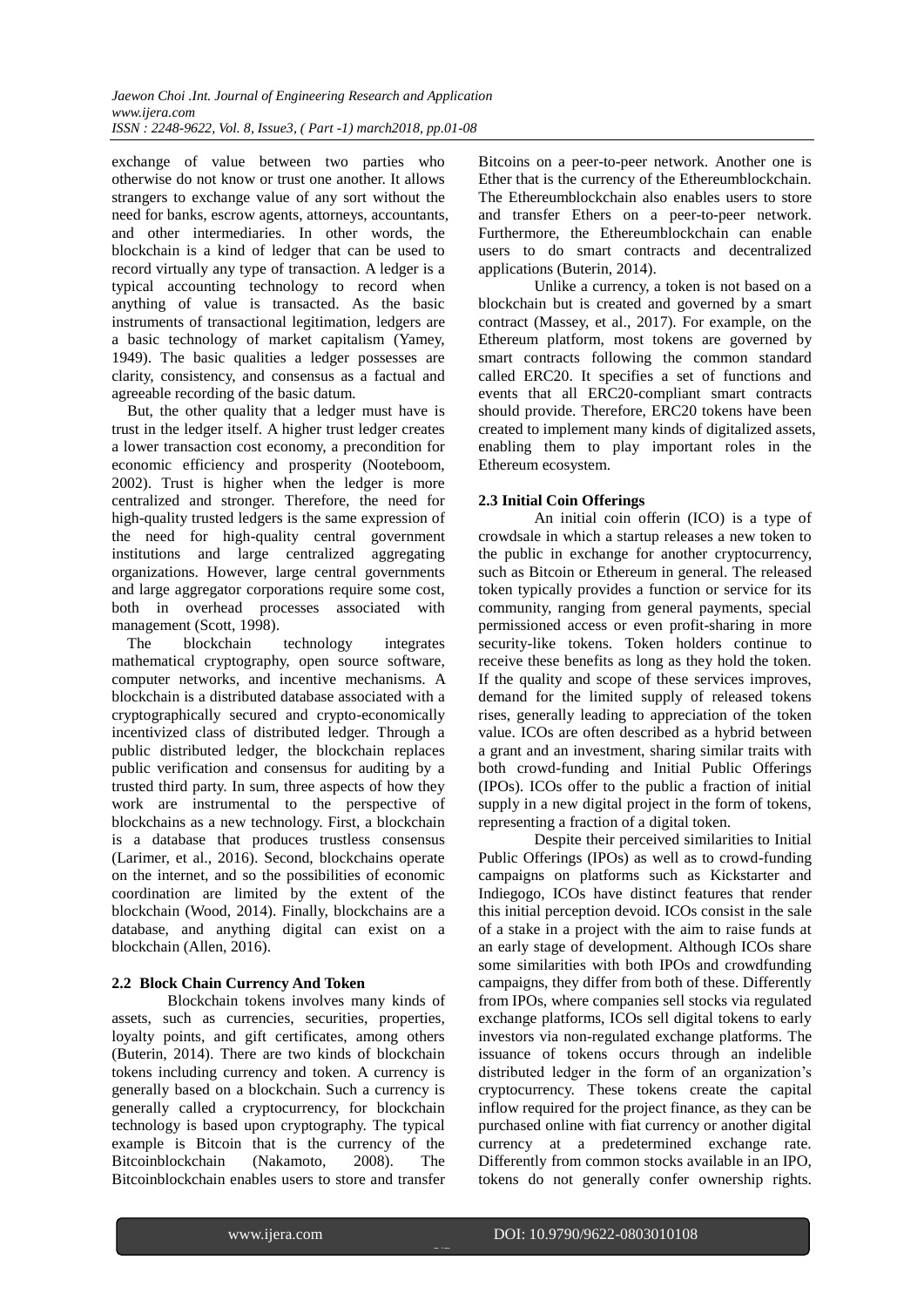exchange of value between two parties who otherwise do not know or trust one another. It allows strangers to exchange value of any sort without the need for banks, escrow agents, attorneys, accountants, and other intermediaries. In other words, the blockchain is a kind of ledger that can be used to record virtually any type of transaction. A ledger is a typical accounting technology to record when anything of value is transacted. As the basic instruments of transactional legitimation, ledgers are a basic technology of market capitalism (Yamey, 1949). The basic qualities a ledger possesses are clarity, consistency, and consensus as a factual and agreeable recording of the basic datum.

But, the other quality that a ledger must have is trust in the ledger itself. A higher trust ledger creates a lower transaction cost economy, a precondition for economic efficiency and prosperity (Nooteboom, 2002). Trust is higher when the ledger is more centralized and stronger. Therefore, the need for high-quality trusted ledgers is the same expression of the need for high-quality central government institutions and large centralized aggregating organizations. However, large central governments and large aggregator corporations require some cost, both in overhead processes associated with management (Scott, 1998).

The blockchain technology integrates mathematical cryptography, open source software, computer networks, and incentive mechanisms. A blockchain is a distributed database associated with a cryptographically secured and crypto-economically incentivized class of distributed ledger. Through a public distributed ledger, the blockchain replaces public verification and consensus for auditing by a trusted third party. In sum, three aspects of how they work are instrumental to the perspective of blockchains as a new technology. First, a blockchain is a database that produces trustless consensus (Larimer, et al., 2016). Second, blockchains operate on the internet, and so the possibilities of economic coordination are limited by the extent of the blockchain (Wood, 2014). Finally, blockchains are a database, and anything digital can exist on a blockchain (Allen, 2016).

### 2.2 Block Chain Currency And Token

Blockchain tokens involves many kinds of assets, such as currencies, securities, properties, loyalty points, and gift certificates, among others (Buterin, 2014). There are two kinds of blockchain tokens including currency and token. A currency is generally based on a blockchain. Such a currency is generally called a cryptocurrency, for blockchain technology is based upon cryptography. The typical example is Bitcoin that is the currency of the Bitcoinblockchain (Nakamoto, 2008). The Bitcoinblockchain enables users to store and transfer Bitcoins on a peer-to-peer network. Another one is Ether that is the currency of the Ethereumblockchain. The Ethereumblockchain also enables users to store and transfer Ethers on a peer-to-peer network. Furthermore, the Ethereumblockchain can enable users to do smart contracts and decentralized applications (Buterin, 2014).

Unlike a currency, a token is not based on a blockchain but is created and governed by a smart contract (Massey, et al., 2017). For example, on the Ethereum platform, most tokens are governed by smart contracts following the common standard called ERC20. It specifies a set of functions and events that all ERC20-compliant smart contracts should provide. Therefore, ERC20 tokens have been created to implement many kinds of digitalized assets, enabling them to play important roles in the Ethereum ecosystem.

### 2.3 Initial Coin Offerings

An initial coin offerin (ICO) is a type of crowdsale in which a startup releases a new token to the public in exchange for another cryptocurrency, such as Bitcoin or Ethereum in general. The released token typically provides a function or service for its community, ranging from general payments, special permissioned access or even profit-sharing in more security-like tokens. Token holders continue to receive these benefits as long as they hold the token. If the quality and scope of these services improves, demand for the limited supply of released tokens rises, generally leading to appreciation of the token value. ICOs are often described as a hybrid between a grant and an investment, sharing similar traits with both crowd-funding and Initial Public Offerings (IPOs). ICOs offer to the public a fraction of initial supply in a new digital project in the form of tokens, representing a fraction of a digital token.

Despite their perceived similarities to Initial Public Offerings (IPOs) as well as to crowd-funding campaigns on platforms such as Kickstarter and Indiegogo, ICOs have distinct features that render this initial perception devoid. ICOs consist in the sale of a stake in a project with the aim to raise funds at an early stage of development. Although ICOs share some similarities with both IPOs and crowdfunding campaigns, they differ from both of these. Differently from IPOs, where companies sell stocks via regulated exchange platforms, ICOs sell digital tokens to early investors via non-regulated exchange platforms. The issuance of tokens occurs through an indelible distributed ledger in the form of an organization's cryptocurrency. These tokens create the capital inflow required for the project finance, as they can be purchased online with fiat currency or another digital currency at a predetermined exchange rate. Differently from common stocks available in an IPO, tokens do not generally confer ownership rights.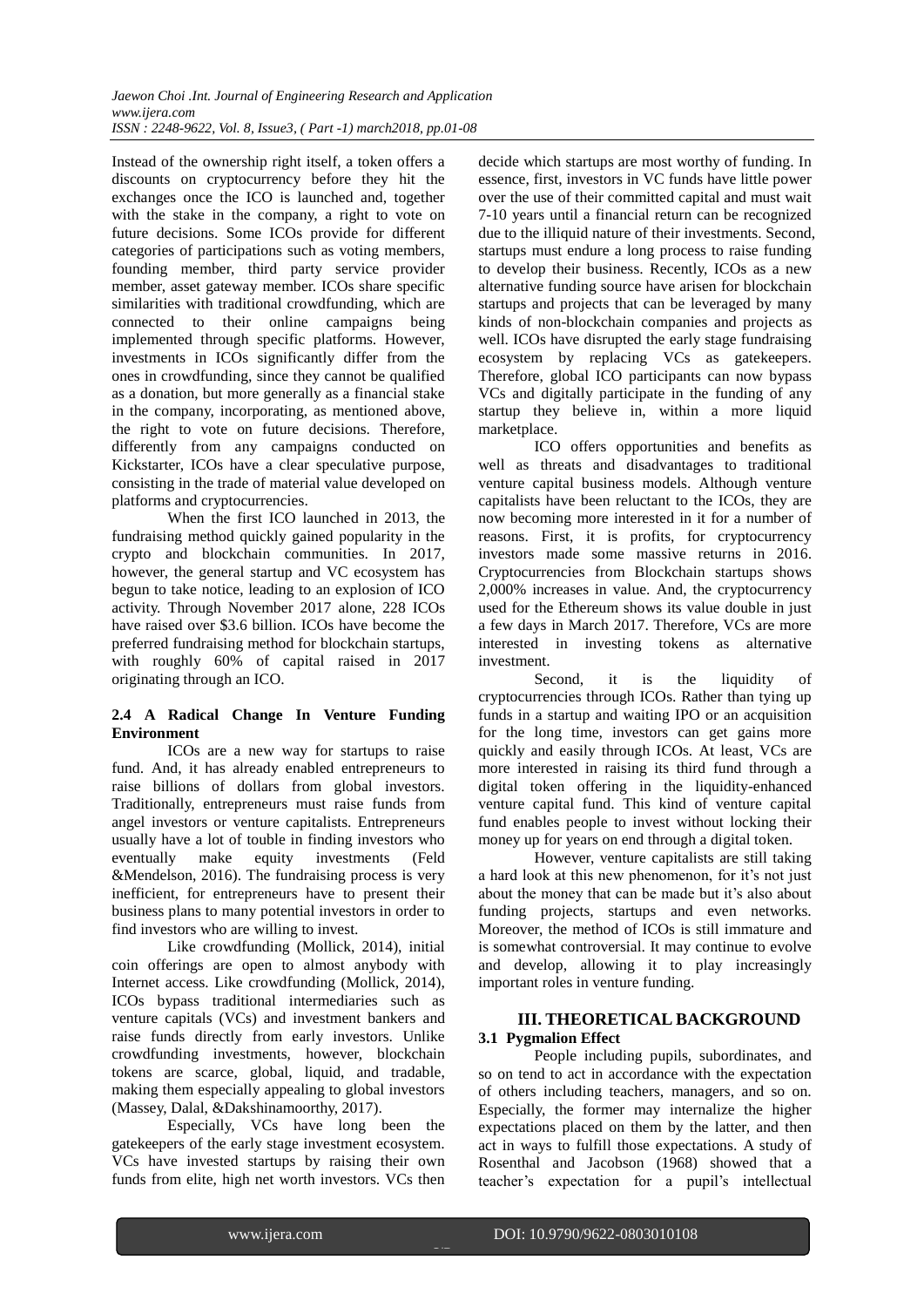Instead of the ownership right itself, a token offers a discounts on cryptocurrency before they hit the exchanges once the ICO is launched and, together with the stake in the company, a right to vote on future decisions. Some ICOs provide for different categories of participations such as voting members, founding member, third party service provider member, asset gateway member. ICOs share specific similarities with traditional crowdfunding, which are connected to their online campaigns being implemented through specific platforms. However, investments in ICOs significantly differ from the ones in crowdfunding, since they cannot be qualified as a donation, but more generally as a financial stake in the company, incorporating, as mentioned above, the right to vote on future decisions. Therefore, differently from any campaigns conducted on Kickstarter, ICOs have a clear speculative purpose, consisting in the trade of material value developed on platforms and cryptocurrencies.

When the first ICO launched in 2013, the fundraising method quickly gained popularity in the crypto and blockchain communities. In 2017, however, the general startup and VC ecosystem has begun to take notice, leading to an explosion of ICO activity. Through November 2017 alone, 228 ICOs have raised over $3.6 billion. ICOs have become the preferred fundraising method for blockchain startups, with roughly 60% of capital raised in 2017 originating through an ICO.

### 2.4 A Radical Change In Venture Funding Environment

ICOs are a new way for startups to raise fund. And, it has already enabled entrepreneurs to raise billions of dollars from global investors. Traditionally, entrepreneurs must raise funds from angel investors or venture capitalists. Entrepreneurs usually have a lot of touble in finding investors who eventually make equity investments (Feld &Mendelson, 2016). The fundraising process is very inefficient, for entrepreneurs have to present their business plans to many potential investors in order to find investors who are willing to invest.

Like crowdfunding (Mollick, 2014), initial coin offerings are open to almost anybody with Internet access. Like crowdfunding (Mollick, 2014), ICOs bypass traditional intermediaries such as venture capitals (VCs) and investment bankers and raise funds directly from early investors. Unlike crowdfunding investments, however, blockchain tokens are scarce, global, liquid, and tradable, making them especially appealing to global investors (Massey, Dalal, &Dakshinamoorthy, 2017).

Especially, VCs have long been the gatekeepers of the early stage investment ecosystem. VCs have invested startups by raising their own funds from elite, high net worth investors. VCs then decide which startups are most worthy of funding. In essence, first, investors in VC funds have little power over the use of their committed capital and must wait 7-10 years until a financial return can be recognized due to the illiquid nature of their investments. Second, startups must endure a long process to raise funding to develop their business. Recently, ICOs as a new alternative funding source have arisen for blockchain startups and projects that can be leveraged by many kinds of non-blockchain companies and projects as well. ICOs have disrupted the early stage fundraising ecosystem by replacing VCs as gatekeepers. Therefore, global ICO participants can now bypass VCs and digitally participate in the funding of any startup they believe in, within a more liquid marketplace.

ICO offers opportunities and benefits as well as threats and disadvantages to traditional venture capital business models. Although venture capitalists have been reluctant to the ICOs, they are now becoming more interested in it for a number of reasons. First, it is profits, for cryptocurrency investors made some massive returns in 2016. Cryptocurrencies from Blockchain startups shows 2,000% increases in value. And, the cryptocurrency used for the Ethereum shows its value double in just a few days in March 2017. Therefore, VCs are more interested in investing tokens as alternative investment.

Second, it is the liquidity of cryptocurrencies through ICOs. Rather than tying up funds in a startup and waiting IPO or an acquisition for the long time, investors can get gains more quickly and easily through ICOs. At least, VCs are more interested in raising its third fund through a digital token offering in the liquidity-enhanced venture capital fund. This kind of venture capital fund enables people to invest without locking their money up for years on end through a digital token.

However, venture capitalists are still taking a hard look at this new phenomenon, for it's not just about the money that can be made but it's also about funding projects, startups and even networks. Moreover, the method of ICOs is still immature and is somewhat controversial. It may continue to evolve and develop, allowing it to play increasingly important roles in venture funding.

## III. THEORETICAL BACKGROUND

### 3.1 Pygmalion Effect

People including pupils, subordinates, and so on tend to act in accordance with the expectation of others including teachers, managers, and so on. Especially, the former may internalize the higher expectations placed on them by the latter, and then act in ways to fulfill those expectations. A study of Rosenthal and Jacobson (1968) showed that a teacher's expectation for a pupil's intellectual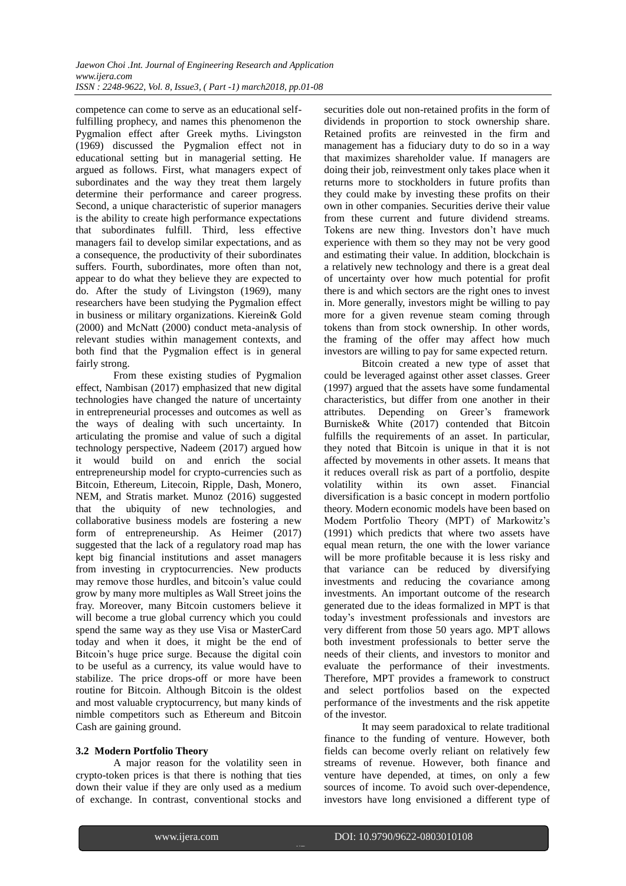competence can come to serve as an educational self-fulfilling prophecy, and names this phenomenon the Pygmalion effect after Greek myths. Livingston (1969) discussed the Pygmalion effect not in educational setting but in managerial setting. He argued as follows. First, what managers expect of subordinates and the way they treat them largely determine their performance and career progress. Second, a unique characteristic of superior managers is the ability to create high performance expectations that subordinates fulfill. Third, less effective managers fail to develop similar expectations, and as a consequence, the productivity of their subordinates suffers. Fourth, subordinates, more often than not, appear to do what they believe they are expected to do. After the study of Livingston (1969), many researchers have been studying the Pygmalion effect in business or military organizations. Kierein& Gold (2000) and McNatt (2000) conduct meta-analysis of relevant studies within management contexts, and both find that the Pygmalion effect is in general fairly strong.

From these existing studies of Pygmalion effect, Nambisan (2017) emphasized that new digital technologies have changed the nature of uncertainty in entrepreneurial processes and outcomes as well as the ways of dealing with such uncertainty. In articulating the promise and value of such a digital technology perspective, Nadeem (2017) argued how it would build on and enrich the social entrepreneurship model for crypto-currencies such as Bitcoin, Ethereum, Litecoin, Ripple, Dash, Monero, NEM, and Stratis market. Munoz (2016) suggested that the ubiquity of new technologies, and collaborative business models are fostering a new form of entrepreneurship. As Heimer (2017) suggested that the lack of a regulatory road map has kept big financial institutions and asset managers from investing in cryptocurrencies. New products may remove those hurdles, and bitcoin's value could grow by many more multiples as Wall Street joins the fray. Moreover, many Bitcoin customers believe it will become a true global currency which you could spend the same way as they use Visa or MasterCard today and when it does, it might be the end of Bitcoin's huge price surge. Because the digital coin to be useful as a currency, its value would have to stabilize. The price drops-off or more have been routine for Bitcoin. Although Bitcoin is the oldest and most valuable cryptocurrency, but many kinds of nimble competitors such as Ethereum and Bitcoin Cash are gaining ground.

### 3.2 Modern Portfolio Theory

A major reason for the volatility seen in crypto-token prices is that there is nothing that ties down their value if they are only used as a medium of exchange. In contrast, conventional stocks and securities dole out non-retained profits in the form of dividends in proportion to stock ownership share. Retained profits are reinvested in the firm and management has a fiduciary duty to do so in a way that maximizes shareholder value. If managers are doing their job, reinvestment only takes place when it returns more to stockholders in future profits than they could make by investing these profits on their own in other companies. Securities derive their value from these current and future dividend streams. Tokens are new thing. Investors don't have much experience with them so they may not be very good and estimating their value. In addition, blockchain is a relatively new technology and there is a great deal of uncertainty over how much potential for profit there is and which sectors are the right ones to invest in. More generally, investors might be willing to pay more for a given revenue steam coming through tokens than from stock ownership. In other words, the framing of the offer may affect how much investors are willing to pay for same expected return.

Bitcoin created a new type of asset that could be leveraged against other asset classes. Greer (1997) argued that the assets have some fundamental characteristics, but differ from one another in their attributes. Depending on Greer's framework Burniske& White (2017) contended that Bitcoin fulfills the requirements of an asset. In particular, they noted that Bitcoin is unique in that it is not affected by movements in other assets. It means that it reduces overall risk as part of a portfolio, despite volatility within its own asset. Financial diversification is a basic concept in modern portfolio theory. Modern economic models have been based on Modem Portfolio Theory (MPT) of Markowitz's (1991) which predicts that where two assets have equal mean return, the one with the lower variance will be more profitable because it is less risky and that variance can be reduced by diversifying investments and reducing the covariance among investments. An important outcome of the research generated due to the ideas formalized in MPT is that today's investment professionals and investors are very different from those 50 years ago. MPT allows both investment professionals to better serve the needs of their clients, and investors to monitor and evaluate the performance of their investments. Therefore, MPT provides a framework to construct and select portfolios based on the expected performance of the investments and the risk appetite of the investor.

It may seem paradoxical to relate traditional finance to the funding of venture. However, both fields can become overly reliant on relatively few streams of revenue. However, both finance and venture have depended, at times, on only a few sources of income. To avoid such over-dependence, investors have long envisioned a different type of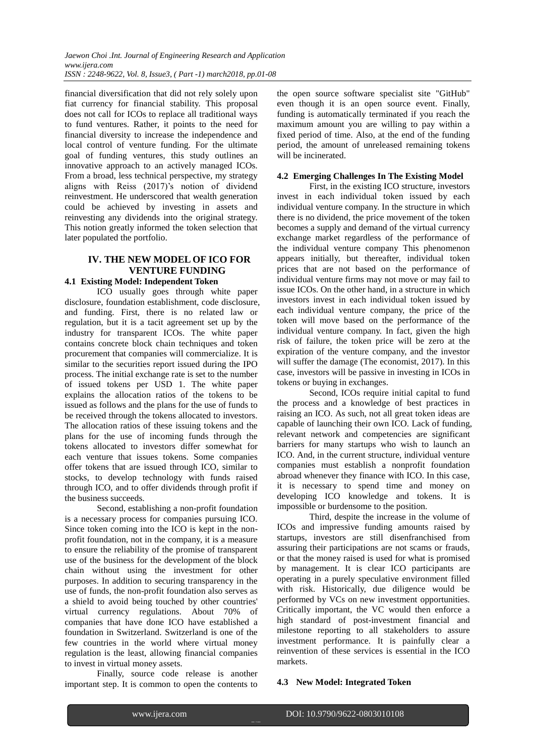financial diversification that did not rely solely upon fiat currency for financial stability. This proposal does not call for ICOs to replace all traditional ways to fund ventures. Rather, it points to the need for financial diversity to increase the independence and local control of venture funding. For the ultimate goal of funding ventures, this study outlines an innovative approach to an actively managed ICOs. From a broad, less technical perspective, my strategy aligns with Reiss (2017)'s notion of dividend reinvestment. He underscored that wealth generation could be achieved by investing in assets and reinvesting any dividends into the original strategy. This notion greatly informed the token selection that later populated the portfolio.

## IV. THE NEW MODEL OF ICO FOR VENTURE FUNDING

### 4.1 Existing Model: Independent Token

ICO usually goes through white paper disclosure, foundation establishment, code disclosure, and funding. First, there is no related law or regulation, but it is a tacit agreement set up by the industry for transparent ICOs. The white paper contains concrete block chain techniques and token procurement that companies will commercialize. It is similar to the securities report issued during the IPO process. The initial exchange rate is set to the number of issued tokens per USD 1. The white paper explains the allocation ratios of the tokens to be issued as follows and the plans for the use of funds to be received through the tokens allocated to investors. The allocation ratios of these issuing tokens and the plans for the use of incoming funds through the tokens allocated to investors differ somewhat for each venture that issues tokens. Some companies offer tokens that are issued through ICO, similar to stocks, to develop technology with funds raised through ICO, and to offer dividends through profit if the business succeeds.

Second, establishing a non-profit foundation is a necessary process for companies pursuing ICO. Since token coming into the ICO is kept in the non-profit foundation, not in the company, it is a measure to ensure the reliability of the promise of transparent use of the business for the development of the block chain without using the investment for other purposes. In addition to securing transparency in the use of funds, the non-profit foundation also serves as a shield to avoid being touched by other countries' virtual currency regulations. About 70% of companies that have done ICO have established a foundation in Switzerland. Switzerland is one of the few countries in the world where virtual money regulation is the least, allowing financial companies to invest in virtual money assets.

Finally, source code release is another important step. It is common to open the contents to the open source software specialist site "GitHub" even though it is an open source event. Finally, funding is automatically terminated if you reach the maximum amount you are willing to pay within a fixed period of time. Also, at the end of the funding period, the amount of unreleased remaining tokens will be incinerated.

### 4.2 Emerging Challenges In The Existing Model

First, in the existing ICO structure, investors invest in each individual token issued by each individual venture company. In the structure in which there is no dividend, the price movement of the token becomes a supply and demand of the virtual currency exchange market regardless of the performance of the individual venture company This phenomenon appears initially, but thereafter, individual token prices that are not based on the performance of individual venture firms may not move or may fail to issue ICOs. On the other hand, in a structure in which investors invest in each individual token issued by each individual venture company, the price of the token will move based on the performance of the individual venture company. In fact, given the high risk of failure, the token price will be zero at the expiration of the venture company, and the investor will suffer the damage (The economist, 2017). In this case, investors will be passive in investing in ICOs in tokens or buying in exchanges.

Second, ICOs require initial capital to fund the process and a knowledge of best practices in raising an ICO. As such, not all great token ideas are capable of launching their own ICO. Lack of funding, relevant network and competencies are significant barriers for many startups who wish to launch an ICO. And, in the current structure, individual venture companies must establish a nonprofit foundation abroad whenever they finance with ICO. In this case, it is necessary to spend time and money on developing ICO knowledge and tokens. It is impossible or burdensome to the position.

Third, despite the increase in the volume of ICOs and impressive funding amounts raised by startups, investors are still disenfranchised from assuring their participations are not scams or frauds, or that the money raised is used for what is promised by management. It is clear ICO participants are operating in a purely speculative environment filled with risk. Historically, due diligence would be performed by VCs on new investment opportunities. Critically important, the VC would then enforce a high standard of post-investment financial and milestone reporting to all stakeholders to assure investment performance. It is painfully clear a reinvention of these services is essential in the ICO markets.

### 4.3 New Model: Integrated Token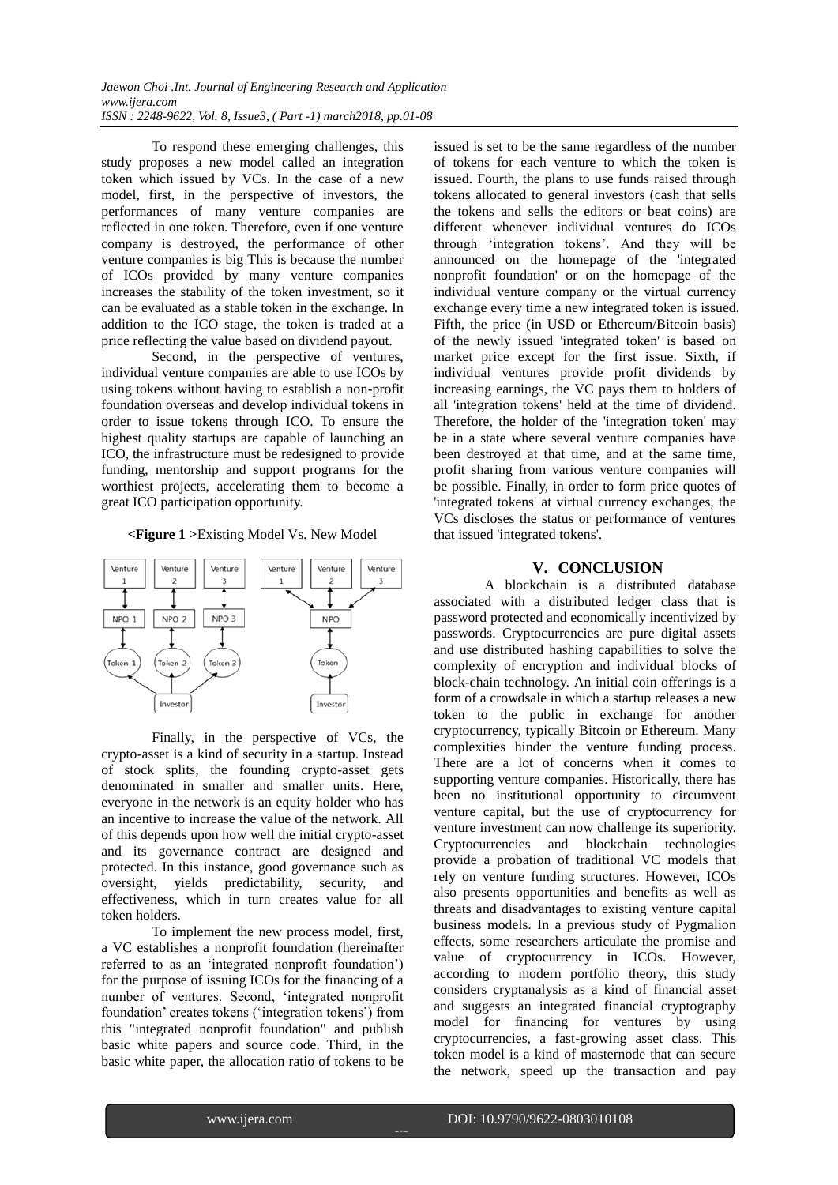To respond these emerging challenges, this study proposes a new model called an integration token which issued by VCs. In the case of a new model, first, in the perspective of investors, the performances of many venture companies are reflected in one token. Therefore, even if one venture company is destroyed, the performance of other venture companies is big This is because the number of ICOs provided by many venture companies increases the stability of the token investment, so it can be evaluated as a stable token in the exchange. In addition to the ICO stage, the token is traded at a price reflecting the value based on dividend payout.

Second, in the perspective of ventures, individual venture companies are able to use ICOs by using tokens without having to establish a non-profit foundation overseas and develop individual tokens in order to issue tokens through ICO. To ensure the highest quality startups are capable of launching an ICO, the infrastructure must be redesigned to provide funding, mentorship and support programs for the worthiest projects, accelerating them to become a great ICO participation opportunity.

**<Figure 1 >**Existing Model Vs. New Model

Finally, in the perspective of VCs, the crypto-asset is a kind of security in a startup. Instead of stock splits, the founding crypto-asset gets denominated in smaller and smaller units. Here, everyone in the network is an equity holder who has an incentive to increase the value of the network. All of this depends upon how well the initial crypto-asset and its governance contract are designed and protected. In this instance, good governance such as oversight, yields predictability, security, and effectiveness, which in turn creates value for all token holders.

To implement the new process model, first, a VC establishes a nonprofit foundation (hereinafter referred to as an 'integrated nonprofit foundation') for the purpose of issuing ICOs for the financing of a number of ventures. Second, 'integrated nonprofit foundation' creates tokens ('integration tokens') from this "integrated nonprofit foundation" and publish basic white papers and source code. Third, in the basic white paper, the allocation ratio of tokens to be issued is set to be the same regardless of the number of tokens for each venture to which the token is issued. Fourth, the plans to use funds raised through tokens allocated to general investors (cash that sells the tokens and sells the editors or beat coins) are different whenever individual ventures do ICOs through 'integration tokens'. And they will be announced on the homepage of the 'integrated nonprofit foundation' or on the homepage of the individual venture company or the virtual currency exchange every time a new integrated token is issued. Fifth, the price (in USD or Ethereum/Bitcoin basis) of the newly issued 'integrated token' is based on market price except for the first issue. Sixth, if individual ventures provide profit dividends by increasing earnings, the VC pays them to holders of all 'integration tokens' held at the time of dividend. Therefore, the holder of the 'integration token' may be in a state where several venture companies have been destroyed at that time, and at the same time, profit sharing from various venture companies will be possible. Finally, in order to form price quotes of 'integrated tokens' at virtual currency exchanges, the VCs discloses the status or performance of ventures that issued 'integrated tokens'.

## V. CONCLUSION

A blockchain is a distributed database associated with a distributed ledger class that is password protected and economically incentivized by passwords. Cryptocurrencies are pure digital assets and use distributed hashing capabilities to solve the complexity of encryption and individual blocks of block-chain technology. An initial coin offerings is a form of a crowdsale in which a startup releases a new token to the public in exchange for another cryptocurrency, typically Bitcoin or Ethereum. Many complexities hinder the venture funding process. There are a lot of concerns when it comes to supporting venture companies. Historically, there has been no institutional opportunity to circumvent venture capital, but the use of cryptocurrency for venture investment can now challenge its superiority. Cryptocurrencies and blockchain technologies provide a probation of traditional VC models that rely on venture funding structures. However, ICOs also presents opportunities and benefits as well as threats and disadvantages to existing venture capital business models. In a previous study of Pygmalion effects, some researchers articulate the promise and value of cryptocurrency in ICOs. However, according to modern portfolio theory, this study considers cryptanalysis as a kind of financial asset and suggests an integrated financial cryptography model for financing for ventures by using cryptocurrencies, a fast-growing asset class. This token model is a kind of masternode that can secure the network, speed up the transaction and pay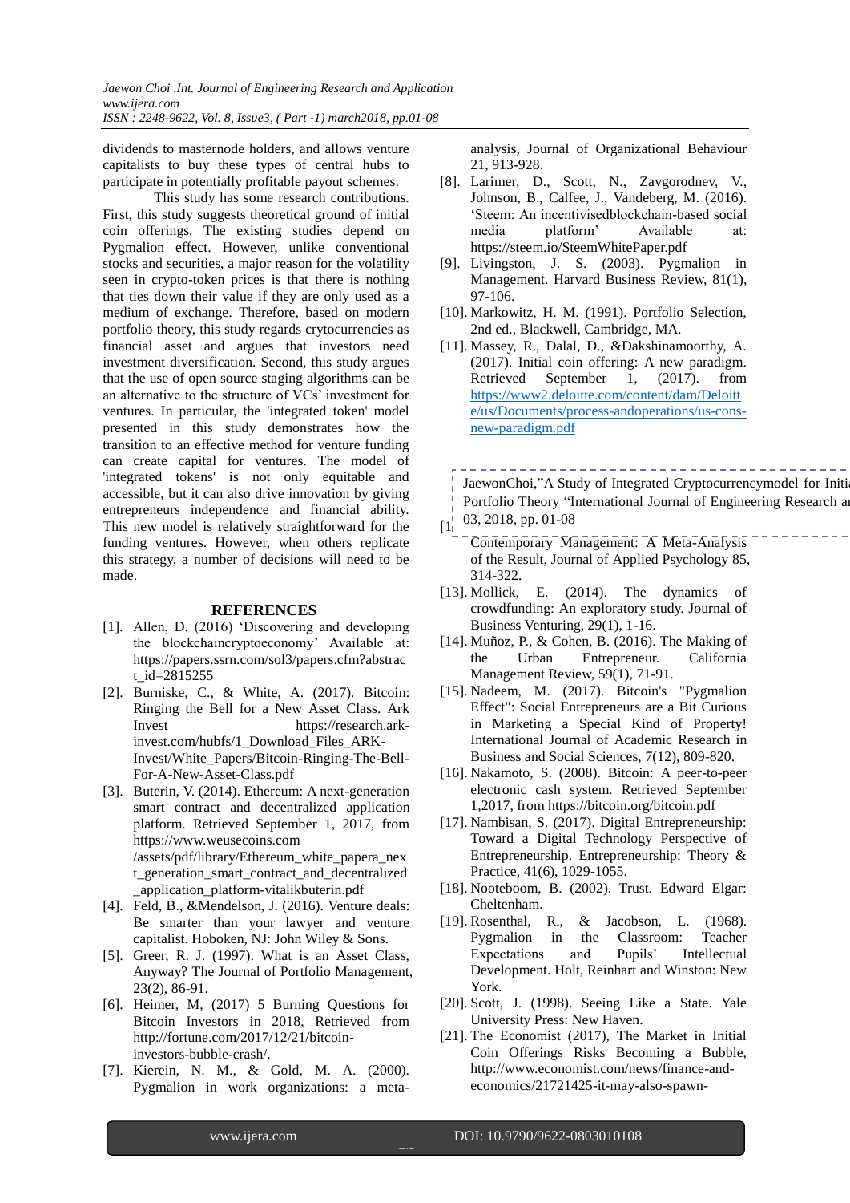dividends to masternode holders, and allows venture capitalists to buy these types of central hubs to participate in potentially profitable payout schemes.

This study has some research contributions. First, this study suggests theoretical ground of initial coin offerings. The existing studies depend on Pygmalion effect. However, unlike conventional stocks and securities, a major reason for the volatility seen in crypto-token prices is that there is nothing that ties down their value if they are only used as a medium of exchange. Therefore, based on modern portfolio theory, this study regards crytocurrencies as financial asset and argues that investors need investment diversification. Second, this study argues that the use of open source staging algorithms can be an alternative to the structure of VCs' investment for ventures. In particular, the 'integrated token' model presented in this study demonstrates how the transition to an effective method for venture funding can create capital for ventures. The model of 'integrated tokens' is not only equitable and accessible, but it can also drive innovation by giving entrepreneurs independence and financial ability. This new model is relatively straightforward for the funding ventures. However, when others replicate this strategy, a number of decisions will need to be made.

## REFERENCES

[1]. Allen, D. (2016) 'Discovering and developing the blockchaincryptoeconomy' Available at: https://papers.ssrn.com/sol3/papers.cfm?abstract_id=2815255

[2]. Burniske, C., & White, A. (2017). Bitcoin: Ringing the Bell for a New Asset Class. Ark Invest https://research.ark-invest.com/hubfs/1_Download_Files_ARK-Invest/White_Papers/Bitcoin-Ringing-The-Bell-For-A-New-Asset-Class.pdf

[3]. Buterin, V. (2014). Ethereum: A next-generation smart contract and decentralized application platform. Retrieved September 1, 2017, from https://www.weusecoins.com /assets/pdf/library/Ethereum_white_papera_next_generation_smart_contract_and_decentralized_application_platform-vitalikbuterin.pdf

[4]. Feld, B., &Mendelson, J. (2016). Venture deals: Be smarter than your lawyer and venture capitalist. Hoboken, NJ: John Wiley & Sons.

[5]. Greer, R. J. (1997). What is an Asset Class, Anyway? The Journal of Portfolio Management, 23(2), 86-91.

[6]. Heimer, M, (2017) 5 Burning Questions for Bitcoin Investors in 2018, Retrieved from http://fortune.com/2017/12/21/bitcoin-investors-bubble-crash/.

[7]. Kierein, N. M., & Gold, M. A. (2000). Pygmalion in work organizations: a meta-analysis, Journal of Organizational Behaviour 21, 913-928.

[8]. Larimer, D., Scott, N., Zavgorodnev, V., Johnson, B., Calfee, J., Vandeberg, M. (2016). 'Steem: An incentivisedblockchain-based social media platform' Available at: https://steem.io/SteemWhitePaper.pdf

[9]. Livingston, J. S. (2003). Pygmalion in Management. Harvard Business Review, 81(1), 97-106.

[10]. Markowitz, H. M. (1991). Portfolio Selection, 2nd ed., Blackwell, Cambridge, MA.

[11]. Massey, R., Dalal, D., &Dakshinamoorthy, A. (2017). Initial coin offering: A new paradigm. Retrieved September 1, (2017). from https://www2.deloitte.com/content/dam/Deloitte/us/Documents/process-andoperations/us-cons-new-paradigm.pdf

JaewonChoi,"A Study of Integrated Cryptocurrencymodel for Initi... Portfolio Theory "International Journal of Engineering Research a... 03, 2018, pp. 01-08

[1... Contemporary Management: A Meta-Analysis of the Result, Journal of Applied Psychology 85, 314-322.

[13]. Mollick, E. (2014). The dynamics of crowdfunding: An exploratory study. Journal of Business Venturing, 29(1), 1-16.

[14]. Muñoz, P., & Cohen, B. (2016). The Making of the Urban Entrepreneur. California Management Review, 59(1), 71-91.

[15]. Nadeem, M. (2017). Bitcoin's "Pygmalion Effect": Social Entrepreneurs are a Bit Curious in Marketing a Special Kind of Property! International Journal of Academic Research in Business and Social Sciences, 7(12), 809-820.

[16]. Nakamoto, S. (2008). Bitcoin: A peer-to-peer electronic cash system. Retrieved September 1,2017, from https://bitcoin.org/bitcoin.pdf

[17]. Nambisan, S. (2017). Digital Entrepreneurship: Toward a Digital Technology Perspective of Entrepreneurship. Entrepreneurship: Theory & Practice, 41(6), 1029-1055.

[18]. Nooteboom, B. (2002). Trust. Edward Elgar: Cheltenham.

[19]. Rosenthal, R., & Jacobson, L. (1968). Pygmalion in the Classroom: Teacher Expectations and Pupils' Intellectual Development. Holt, Reinhart and Winston: New York.

[20]. Scott, J. (1998). Seeing Like a State. Yale University Press: New Haven.

[21]. The Economist (2017), The Market in Initial Coin Offerings Risks Becoming a Bubble, http://www.economist.com/news/finance-and-economics/21721425-it-may-also-spawn-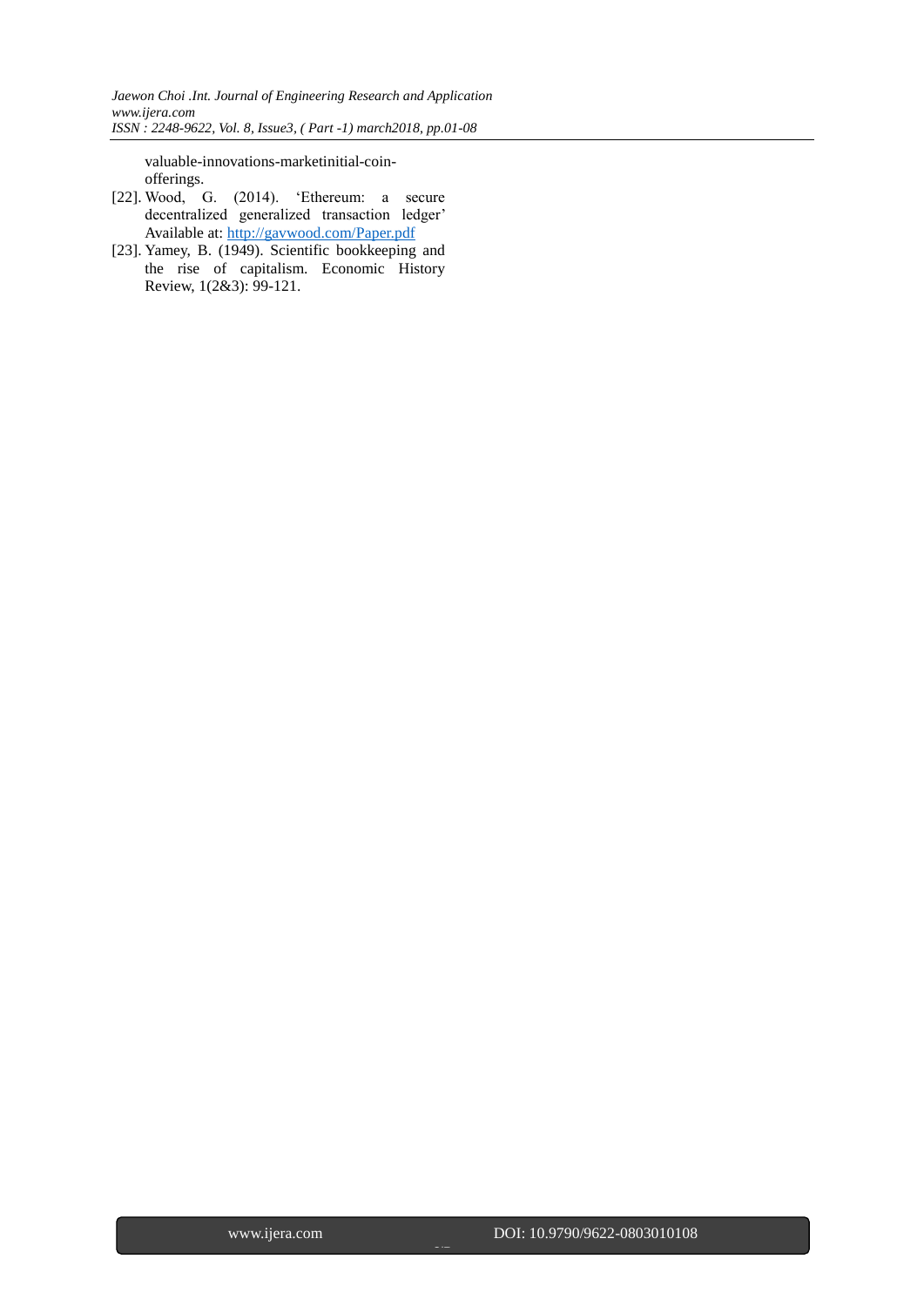valuable-innovations-marketinitial-coin-offerings.

[22]. Wood, G. (2014). 'Ethereum: a secure decentralized generalized transaction ledger' Available at: http://gavwood.com/Paper.pdf

[23]. Yamey, B. (1949). Scientific bookkeeping and the rise of capitalism. Economic History Review, 1(2&3): 99-121.